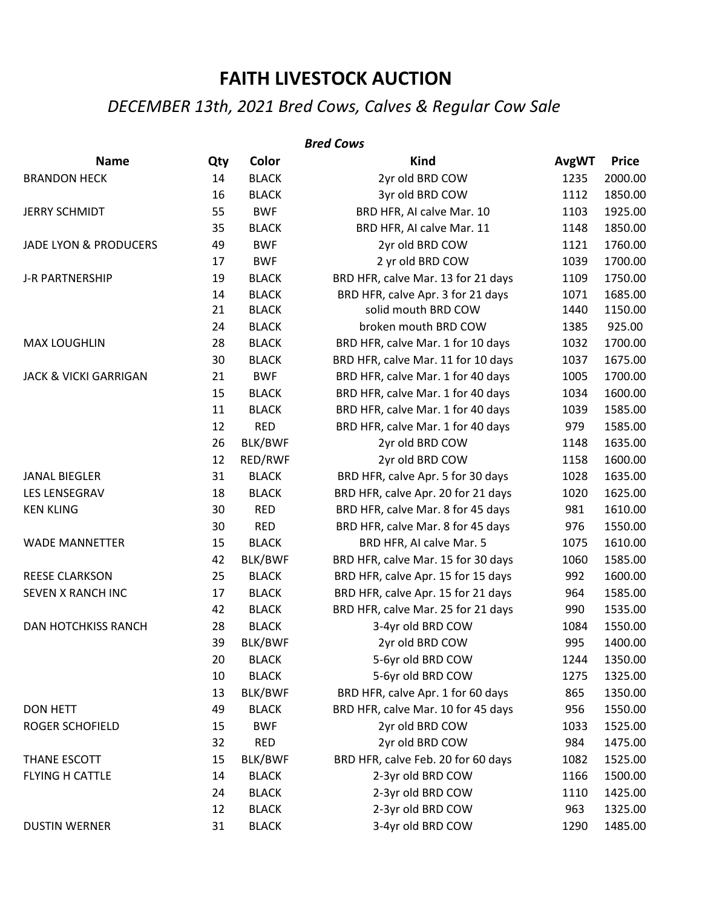# FAITH LIVESTOCK AUCTION

## *DECEMBER 13th, 2021 Bred Cows, Calves & Regular Cow Sale*

***Bred Cows***

| Name | Qty | Color | Kind | AvgWT | Price |
|---|---|---|---|---|---|
| BRANDON HECK | 14 | BLACK | 2yr old BRD COW | 1235 | 2000.00 |
| | 16 | BLACK | 3yr old BRD COW | 1112 | 1850.00 |
| JERRY SCHMIDT | 55 | BWF | BRD HFR, AI calve Mar. 10 | 1103 | 1925.00 |
| | 35 | BLACK | BRD HFR, AI calve Mar. 11 | 1148 | 1850.00 |
| JADE LYON & PRODUCERS | 49 | BWF | 2yr old BRD COW | 1121 | 1760.00 |
| | 17 | BWF | 2 yr old BRD COW | 1039 | 1700.00 |
| J-R PARTNERSHIP | 19 | BLACK | BRD HFR, calve Mar. 13 for 21 days | 1109 | 1750.00 |
| | 14 | BLACK | BRD HFR, calve Apr. 3 for 21 days | 1071 | 1685.00 |
| | 21 | BLACK | solid mouth BRD COW | 1440 | 1150.00 |
| | 24 | BLACK | broken mouth BRD COW | 1385 | 925.00 |
| MAX LOUGHLIN | 28 | BLACK | BRD HFR, calve Mar. 1 for 10 days | 1032 | 1700.00 |
| | 30 | BLACK | BRD HFR, calve Mar. 11 for 10 days | 1037 | 1675.00 |
| JACK & VICKI GARRIGAN | 21 | BWF | BRD HFR, calve Mar. 1 for 40 days | 1005 | 1700.00 |
| | 15 | BLACK | BRD HFR, calve Mar. 1 for 40 days | 1034 | 1600.00 |
| | 11 | BLACK | BRD HFR, calve Mar. 1 for 40 days | 1039 | 1585.00 |
| | 12 | RED | BRD HFR, calve Mar. 1 for 40 days | 979 | 1585.00 |
| | 26 | BLK/BWF | 2yr old BRD COW | 1148 | 1635.00 |
| | 12 | RED/RWF | 2yr old BRD COW | 1158 | 1600.00 |
| JANAL BIEGLER | 31 | BLACK | BRD HFR, calve Apr. 5 for 30 days | 1028 | 1635.00 |
| LES LENSEGRAV | 18 | BLACK | BRD HFR, calve Apr. 20 for 21 days | 1020 | 1625.00 |
| KEN KLING | 30 | RED | BRD HFR, calve Mar. 8 for 45 days | 981 | 1610.00 |
| | 30 | RED | BRD HFR, calve Mar. 8 for 45 days | 976 | 1550.00 |
| WADE MANNETTER | 15 | BLACK | BRD HFR, AI calve Mar. 5 | 1075 | 1610.00 |
| | 42 | BLK/BWF | BRD HFR, calve Mar. 15 for 30 days | 1060 | 1585.00 |
| REESE CLARKSON | 25 | BLACK | BRD HFR, calve Apr. 15 for 15 days | 992 | 1600.00 |
| SEVEN X RANCH INC | 17 | BLACK | BRD HFR, calve Apr. 15 for 21 days | 964 | 1585.00 |
| | 42 | BLACK | BRD HFR, calve Mar. 25 for 21 days | 990 | 1535.00 |
| DAN HOTCHKISS RANCH | 28 | BLACK | 3-4yr old BRD COW | 1084 | 1550.00 |
| | 39 | BLK/BWF | 2yr old BRD COW | 995 | 1400.00 |
| | 20 | BLACK | 5-6yr old BRD COW | 1244 | 1350.00 |
| | 10 | BLACK | 5-6yr old BRD COW | 1275 | 1325.00 |
| | 13 | BLK/BWF | BRD HFR, calve Apr. 1 for 60 days | 865 | 1350.00 |
| DON HETT | 49 | BLACK | BRD HFR, calve Mar. 10 for 45 days | 956 | 1550.00 |
| ROGER SCHOFIELD | 15 | BWF | 2yr old BRD COW | 1033 | 1525.00 |
| | 32 | RED | 2yr old BRD COW | 984 | 1475.00 |
| THANE ESCOTT | 15 | BLK/BWF | BRD HFR, calve Feb. 20 for 60 days | 1082 | 1525.00 |
| FLYING H CATTLE | 14 | BLACK | 2-3yr old BRD COW | 1166 | 1500.00 |
| | 24 | BLACK | 2-3yr old BRD COW | 1110 | 1425.00 |
| | 12 | BLACK | 2-3yr old BRD COW | 963 | 1325.00 |
| DUSTIN WERNER | 31 | BLACK | 3-4yr old BRD COW | 1290 | 1485.00 |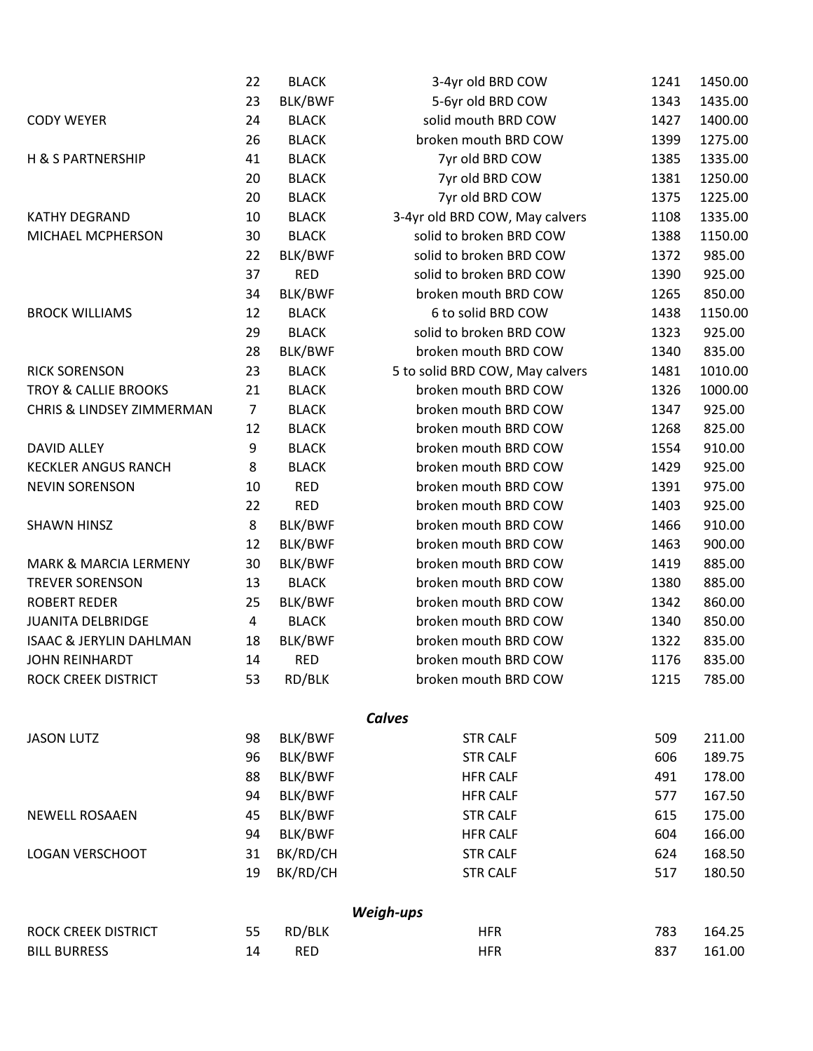| | | | | | |
|---|---|---|---|---|---|
| | 22 | BLACK | 3-4yr old BRD COW | 1241 | 1450.00 |
| | 23 | BLK/BWF | 5-6yr old BRD COW | 1343 | 1435.00 |
| CODY WEYER | 24 | BLACK | solid mouth BRD COW | 1427 | 1400.00 |
| | 26 | BLACK | broken mouth BRD COW | 1399 | 1275.00 |
| H & S PARTNERSHIP | 41 | BLACK | 7yr old BRD COW | 1385 | 1335.00 |
| | 20 | BLACK | 7yr old BRD COW | 1381 | 1250.00 |
| | 20 | BLACK | 7yr old BRD COW | 1375 | 1225.00 |
| KATHY DEGRAND | 10 | BLACK | 3-4yr old BRD COW, May calvers | 1108 | 1335.00 |
| MICHAEL MCPHERSON | 30 | BLACK | solid to broken BRD COW | 1388 | 1150.00 |
| | 22 | BLK/BWF | solid to broken BRD COW | 1372 | 985.00 |
| | 37 | RED | solid to broken BRD COW | 1390 | 925.00 |
| | 34 | BLK/BWF | broken mouth BRD COW | 1265 | 850.00 |
| BROCK WILLIAMS | 12 | BLACK | 6 to solid BRD COW | 1438 | 1150.00 |
| | 29 | BLACK | solid to broken BRD COW | 1323 | 925.00 |
| | 28 | BLK/BWF | broken mouth BRD COW | 1340 | 835.00 |
| RICK SORENSON | 23 | BLACK | 5 to solid BRD COW, May calvers | 1481 | 1010.00 |
| TROY & CALLIE BROOKS | 21 | BLACK | broken mouth BRD COW | 1326 | 1000.00 |
| CHRIS & LINDSEY ZIMMERMAN | 7 | BLACK | broken mouth BRD COW | 1347 | 925.00 |
| | 12 | BLACK | broken mouth BRD COW | 1268 | 825.00 |
| DAVID ALLEY | 9 | BLACK | broken mouth BRD COW | 1554 | 910.00 |
| KECKLER ANGUS RANCH | 8 | BLACK | broken mouth BRD COW | 1429 | 925.00 |
| NEVIN SORENSON | 10 | RED | broken mouth BRD COW | 1391 | 975.00 |
| | 22 | RED | broken mouth BRD COW | 1403 | 925.00 |
| SHAWN HINSZ | 8 | BLK/BWF | broken mouth BRD COW | 1466 | 910.00 |
| | 12 | BLK/BWF | broken mouth BRD COW | 1463 | 900.00 |
| MARK & MARCIA LERMENY | 30 | BLK/BWF | broken mouth BRD COW | 1419 | 885.00 |
| TREVER SORENSON | 13 | BLACK | broken mouth BRD COW | 1380 | 885.00 |
| ROBERT REDER | 25 | BLK/BWF | broken mouth BRD COW | 1342 | 860.00 |
| JUANITA DELBRIDGE | 4 | BLACK | broken mouth BRD COW | 1340 | 850.00 |
| ISAAC & JERYLIN DAHLMAN | 18 | BLK/BWF | broken mouth BRD COW | 1322 | 835.00 |
| JOHN REINHARDT | 14 | RED | broken mouth BRD COW | 1176 | 835.00 |
| ROCK CREEK DISTRICT | 53 | RD/BLK | broken mouth BRD COW | 1215 | 785.00 |

***Calves***

| | | | | | |
|---|---|---|---|---|---|
| JASON LUTZ | 98 | BLK/BWF | STR CALF | 509 | 211.00 |
| | 96 | BLK/BWF | STR CALF | 606 | 189.75 |
| | 88 | BLK/BWF | HFR CALF | 491 | 178.00 |
| | 94 | BLK/BWF | HFR CALF | 577 | 167.50 |
| NEWELL ROSAAEN | 45 | BLK/BWF | STR CALF | 615 | 175.00 |
| | 94 | BLK/BWF | HFR CALF | 604 | 166.00 |
| LOGAN VERSCHOOT | 31 | BK/RD/CH | STR CALF | 624 | 168.50 |
| | 19 | BK/RD/CH | STR CALF | 517 | 180.50 |

***Weigh-ups***

| | | | | | |
|---|---|---|---|---|---|
| ROCK CREEK DISTRICT | 55 | RD/BLK | HFR | 783 | 164.25 |
| BILL BURRESS | 14 | RED | HFR | 837 | 161.00 |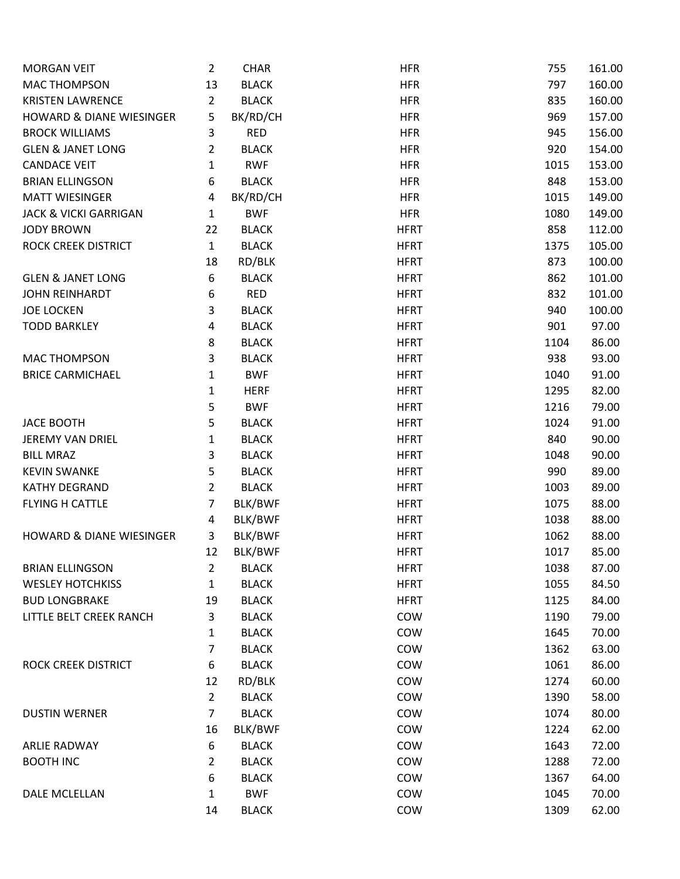| | | | | | |
|---|---|---|---|---|---|
| MORGAN VEIT | 2 | CHAR | HFR | 755 | 161.00 |
| MAC THOMPSON | 13 | BLACK | HFR | 797 | 160.00 |
| KRISTEN LAWRENCE | 2 | BLACK | HFR | 835 | 160.00 |
| HOWARD & DIANE WIESINGER | 5 | BK/RD/CH | HFR | 969 | 157.00 |
| BROCK WILLIAMS | 3 | RED | HFR | 945 | 156.00 |
| GLEN & JANET LONG | 2 | BLACK | HFR | 920 | 154.00 |
| CANDACE VEIT | 1 | RWF | HFR | 1015 | 153.00 |
| BRIAN ELLINGSON | 6 | BLACK | HFR | 848 | 153.00 |
| MATT WIESINGER | 4 | BK/RD/CH | HFR | 1015 | 149.00 |
| JACK & VICKI GARRIGAN | 1 | BWF | HFR | 1080 | 149.00 |
| JODY BROWN | 22 | BLACK | HFRT | 858 | 112.00 |
| ROCK CREEK DISTRICT | 1 | BLACK | HFRT | 1375 | 105.00 |
| | 18 | RD/BLK | HFRT | 873 | 100.00 |
| GLEN & JANET LONG | 6 | BLACK | HFRT | 862 | 101.00 |
| JOHN REINHARDT | 6 | RED | HFRT | 832 | 101.00 |
| JOE LOCKEN | 3 | BLACK | HFRT | 940 | 100.00 |
| TODD BARKLEY | 4 | BLACK | HFRT | 901 | 97.00 |
| | 8 | BLACK | HFRT | 1104 | 86.00 |
| MAC THOMPSON | 3 | BLACK | HFRT | 938 | 93.00 |
| BRICE CARMICHAEL | 1 | BWF | HFRT | 1040 | 91.00 |
| | 1 | HERF | HFRT | 1295 | 82.00 |
| | 5 | BWF | HFRT | 1216 | 79.00 |
| JACE BOOTH | 5 | BLACK | HFRT | 1024 | 91.00 |
| JEREMY VAN DRIEL | 1 | BLACK | HFRT | 840 | 90.00 |
| BILL MRAZ | 3 | BLACK | HFRT | 1048 | 90.00 |
| KEVIN SWANKE | 5 | BLACK | HFRT | 990 | 89.00 |
| KATHY DEGRAND | 2 | BLACK | HFRT | 1003 | 89.00 |
| FLYING H CATTLE | 7 | BLK/BWF | HFRT | 1075 | 88.00 |
| | 4 | BLK/BWF | HFRT | 1038 | 88.00 |
| HOWARD & DIANE WIESINGER | 3 | BLK/BWF | HFRT | 1062 | 88.00 |
| | 12 | BLK/BWF | HFRT | 1017 | 85.00 |
| BRIAN ELLINGSON | 2 | BLACK | HFRT | 1038 | 87.00 |
| WESLEY HOTCHKISS | 1 | BLACK | HFRT | 1055 | 84.50 |
| BUD LONGBRAKE | 19 | BLACK | HFRT | 1125 | 84.00 |
| LITTLE BELT CREEK RANCH | 3 | BLACK | COW | 1190 | 79.00 |
| | 1 | BLACK | COW | 1645 | 70.00 |
| | 7 | BLACK | COW | 1362 | 63.00 |
| ROCK CREEK DISTRICT | 6 | BLACK | COW | 1061 | 86.00 |
| | 12 | RD/BLK | COW | 1274 | 60.00 |
| | 2 | BLACK | COW | 1390 | 58.00 |
| DUSTIN WERNER | 7 | BLACK | COW | 1074 | 80.00 |
| | 16 | BLK/BWF | COW | 1224 | 62.00 |
| ARLIE RADWAY | 6 | BLACK | COW | 1643 | 72.00 |
| BOOTH INC | 2 | BLACK | COW | 1288 | 72.00 |
| | 6 | BLACK | COW | 1367 | 64.00 |
| DALE MCLELLAN | 1 | BWF | COW | 1045 | 70.00 |
| | 14 | BLACK | COW | 1309 | 62.00 |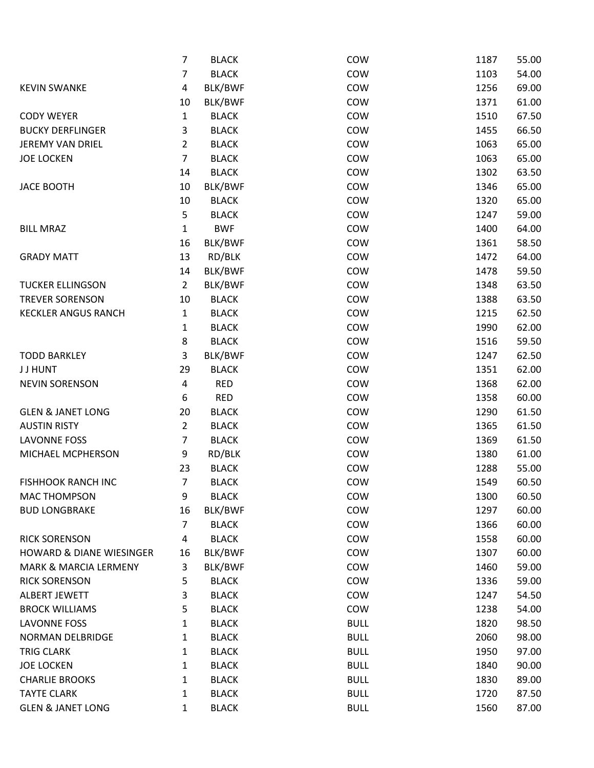| | | | | | |
|---|---|---|---|---|---|
| | 7 | BLACK | COW | 1187 | 55.00 |
| | 7 | BLACK | COW | 1103 | 54.00 |
| KEVIN SWANKE | 4 | BLK/BWF | COW | 1256 | 69.00 |
| | 10 | BLK/BWF | COW | 1371 | 61.00 |
| CODY WEYER | 1 | BLACK | COW | 1510 | 67.50 |
| BUCKY DERFLINGER | 3 | BLACK | COW | 1455 | 66.50 |
| JEREMY VAN DRIEL | 2 | BLACK | COW | 1063 | 65.00 |
| JOE LOCKEN | 7 | BLACK | COW | 1063 | 65.00 |
| | 14 | BLACK | COW | 1302 | 63.50 |
| JACE BOOTH | 10 | BLK/BWF | COW | 1346 | 65.00 |
| | 10 | BLACK | COW | 1320 | 65.00 |
| | 5 | BLACK | COW | 1247 | 59.00 |
| BILL MRAZ | 1 | BWF | COW | 1400 | 64.00 |
| | 16 | BLK/BWF | COW | 1361 | 58.50 |
| GRADY MATT | 13 | RD/BLK | COW | 1472 | 64.00 |
| | 14 | BLK/BWF | COW | 1478 | 59.50 |
| TUCKER ELLINGSON | 2 | BLK/BWF | COW | 1348 | 63.50 |
| TREVER SORENSON | 10 | BLACK | COW | 1388 | 63.50 |
| KECKLER ANGUS RANCH | 1 | BLACK | COW | 1215 | 62.50 |
| | 1 | BLACK | COW | 1990 | 62.00 |
| | 8 | BLACK | COW | 1516 | 59.50 |
| TODD BARKLEY | 3 | BLK/BWF | COW | 1247 | 62.50 |
| J J HUNT | 29 | BLACK | COW | 1351 | 62.00 |
| NEVIN SORENSON | 4 | RED | COW | 1368 | 62.00 |
| | 6 | RED | COW | 1358 | 60.00 |
| GLEN & JANET LONG | 20 | BLACK | COW | 1290 | 61.50 |
| AUSTIN RISTY | 2 | BLACK | COW | 1365 | 61.50 |
| LAVONNE FOSS | 7 | BLACK | COW | 1369 | 61.50 |
| MICHAEL MCPHERSON | 9 | RD/BLK | COW | 1380 | 61.00 |
| | 23 | BLACK | COW | 1288 | 55.00 |
| FISHHOOK RANCH INC | 7 | BLACK | COW | 1549 | 60.50 |
| MAC THOMPSON | 9 | BLACK | COW | 1300 | 60.50 |
| BUD LONGBRAKE | 16 | BLK/BWF | COW | 1297 | 60.00 |
| | 7 | BLACK | COW | 1366 | 60.00 |
| RICK SORENSON | 4 | BLACK | COW | 1558 | 60.00 |
| HOWARD & DIANE WIESINGER | 16 | BLK/BWF | COW | 1307 | 60.00 |
| MARK & MARCIA LERMENY | 3 | BLK/BWF | COW | 1460 | 59.00 |
| RICK SORENSON | 5 | BLACK | COW | 1336 | 59.00 |
| ALBERT JEWETT | 3 | BLACK | COW | 1247 | 54.50 |
| BROCK WILLIAMS | 5 | BLACK | COW | 1238 | 54.00 |
| LAVONNE FOSS | 1 | BLACK | BULL | 1820 | 98.50 |
| NORMAN DELBRIDGE | 1 | BLACK | BULL | 2060 | 98.00 |
| TRIG CLARK | 1 | BLACK | BULL | 1950 | 97.00 |
| JOE LOCKEN | 1 | BLACK | BULL | 1840 | 90.00 |
| CHARLIE BROOKS | 1 | BLACK | BULL | 1830 | 89.00 |
| TAYTE CLARK | 1 | BLACK | BULL | 1720 | 87.50 |
| GLEN & JANET LONG | 1 | BLACK | BULL | 1560 | 87.00 |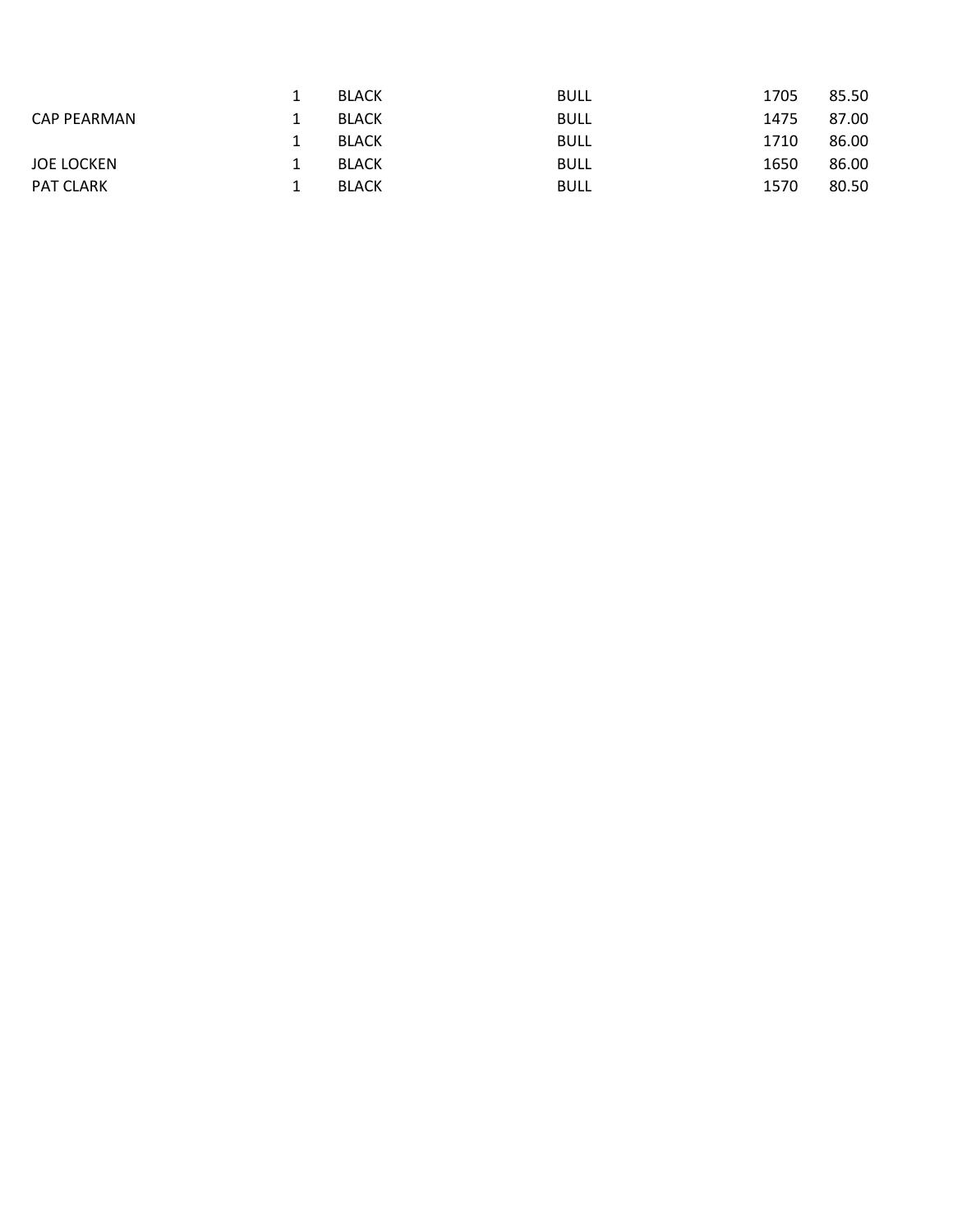| | | | | | |
|---|---|---|---|---|---|
| | 1 | BLACK | BULL | 1705 | 85.50 |
| CAP PEARMAN | 1 | BLACK | BULL | 1475 | 87.00 |
| | 1 | BLACK | BULL | 1710 | 86.00 |
| JOE LOCKEN | 1 | BLACK | BULL | 1650 | 86.00 |
| PAT CLARK | 1 | BLACK | BULL | 1570 | 80.50 |